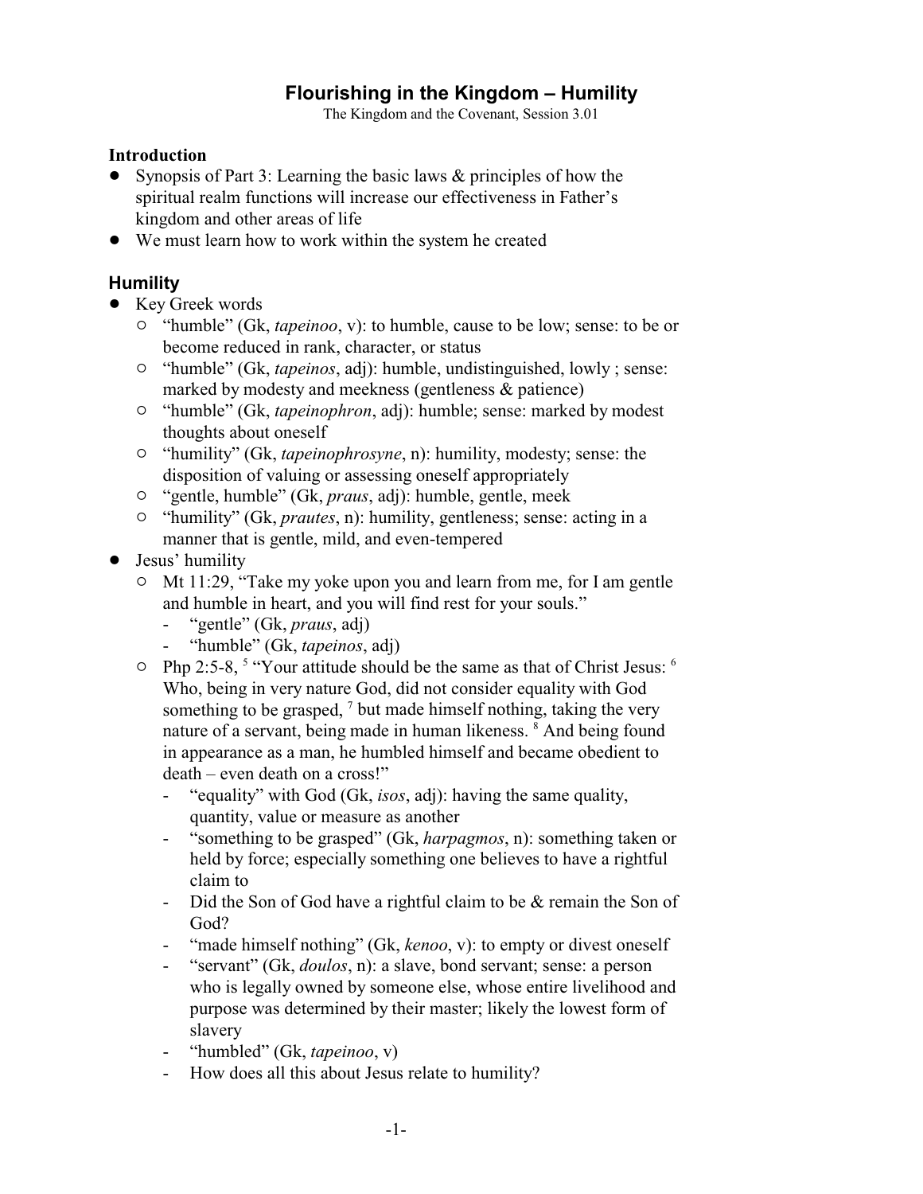# Flourishing in the Kingdom – Humility

The Kingdom and the Covenant, Session 3.01

## Introduction

- Synopsis of Part 3: Learning the basic laws & principles of how the spiritual realm functions will increase our effectiveness in Father's kingdom and other areas of life
- We must learn how to work within the system he created

## Humility

- Key Greek words
  - "humble" (Gk, *tapeinoo*, v): to humble, cause to be low; sense: to be or become reduced in rank, character, or status
  - "humble" (Gk, *tapeinos*, adj): humble, undistinguished, lowly ; sense: marked by modesty and meekness (gentleness & patience)
  - "humble" (Gk, *tapeinophron*, adj): humble; sense: marked by modest thoughts about oneself
  - "humility" (Gk, *tapeinophrosyne*, n): humility, modesty; sense: the disposition of valuing or assessing oneself appropriately
  - "gentle, humble" (Gk, *praus*, adj): humble, gentle, meek
  - "humility" (Gk, *prautes*, n): humility, gentleness; sense: acting in a manner that is gentle, mild, and even-tempered
- Jesus' humility
  - Mt 11:29, "Take my yoke upon you and learn from me, for I am gentle and humble in heart, and you will find rest for your souls."
    - "gentle" (Gk, *praus*, adj)
    - "humble" (Gk, *tapeinos*, adj)
  - Php 2:5-8, [5] "Your attitude should be the same as that of Christ Jesus: [6] Who, being in very nature God, did not consider equality with God something to be grasped, [7] but made himself nothing, taking the very nature of a servant, being made in human likeness. [8] And being found in appearance as a man, he humbled himself and became obedient to death – even death on a cross!"
    - "equality" with God (Gk, *isos*, adj): having the same quality, quantity, value or measure as another
    - "something to be grasped" (Gk, *harpagmos*, n): something taken or held by force; especially something one believes to have a rightful claim to
    - Did the Son of God have a rightful claim to be & remain the Son of God?
    - "made himself nothing" (Gk, *kenoo*, v): to empty or divest oneself
    - "servant" (Gk, *doulos*, n): a slave, bond servant; sense: a person who is legally owned by someone else, whose entire livelihood and purpose was determined by their master; likely the lowest form of slavery
    - "humbled" (Gk, *tapeinoo*, v)
    - How does all this about Jesus relate to humility?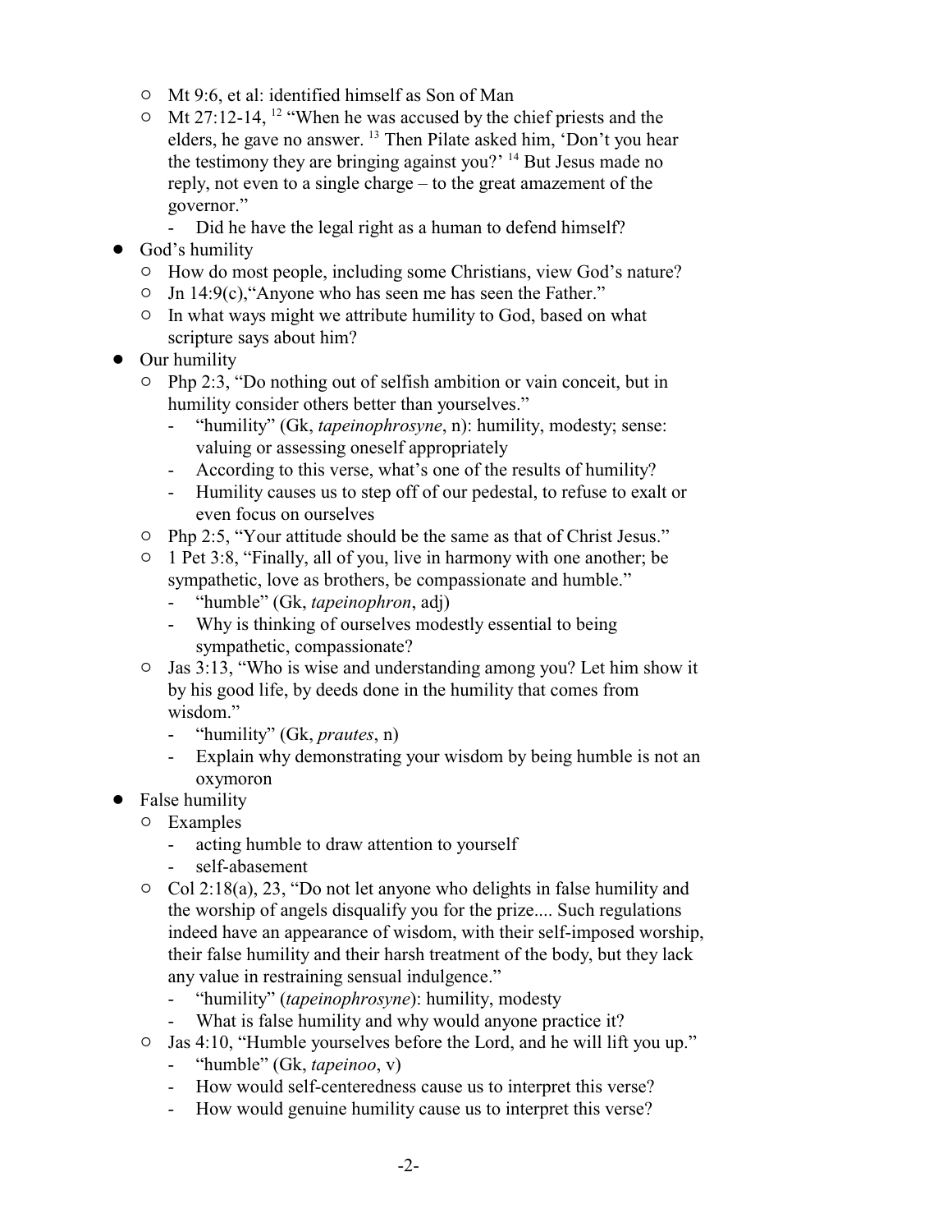- Mt 9:6, et al: identified himself as Son of Man
  - Mt 27:12-14, [12] "When he was accused by the chief priests and the elders, he gave no answer. [13] Then Pilate asked him, 'Don't you hear the testimony they are bringing against you?' [14] But Jesus made no reply, not even to a single charge – to the great amazement of the governor."
    - Did he have the legal right as a human to defend himself?
- God's humility
  - How do most people, including some Christians, view God's nature?
  - Jn 14:9(c),"Anyone who has seen me has seen the Father."
  - In what ways might we attribute humility to God, based on what scripture says about him?
- Our humility
  - Php 2:3, "Do nothing out of selfish ambition or vain conceit, but in humility consider others better than yourselves."
    - "humility" (Gk, *tapeinophrosyne*, n): humility, modesty; sense: valuing or assessing oneself appropriately
    - According to this verse, what's one of the results of humility?
    - Humility causes us to step off of our pedestal, to refuse to exalt or even focus on ourselves
  - Php 2:5, "Your attitude should be the same as that of Christ Jesus."
  - 1 Pet 3:8, "Finally, all of you, live in harmony with one another; be sympathetic, love as brothers, be compassionate and humble."
    - "humble" (Gk, *tapeinophron*, adj)
    - Why is thinking of ourselves modestly essential to being sympathetic, compassionate?
  - Jas 3:13, "Who is wise and understanding among you? Let him show it by his good life, by deeds done in the humility that comes from wisdom."
    - "humility" (Gk, *prautes*, n)
    - Explain why demonstrating your wisdom by being humble is not an oxymoron
- False humility
  - Examples
    - acting humble to draw attention to yourself
    - self-abasement
  - Col 2:18(a), 23, "Do not let anyone who delights in false humility and the worship of angels disqualify you for the prize.... Such regulations indeed have an appearance of wisdom, with their self-imposed worship, their false humility and their harsh treatment of the body, but they lack any value in restraining sensual indulgence."
    - "humility" (*tapeinophrosyne*): humility, modesty
    - What is false humility and why would anyone practice it?
  - Jas 4:10, "Humble yourselves before the Lord, and he will lift you up."
    - "humble" (Gk, *tapeinoo*, v)
    - How would self-centeredness cause us to interpret this verse?
    - How would genuine humility cause us to interpret this verse?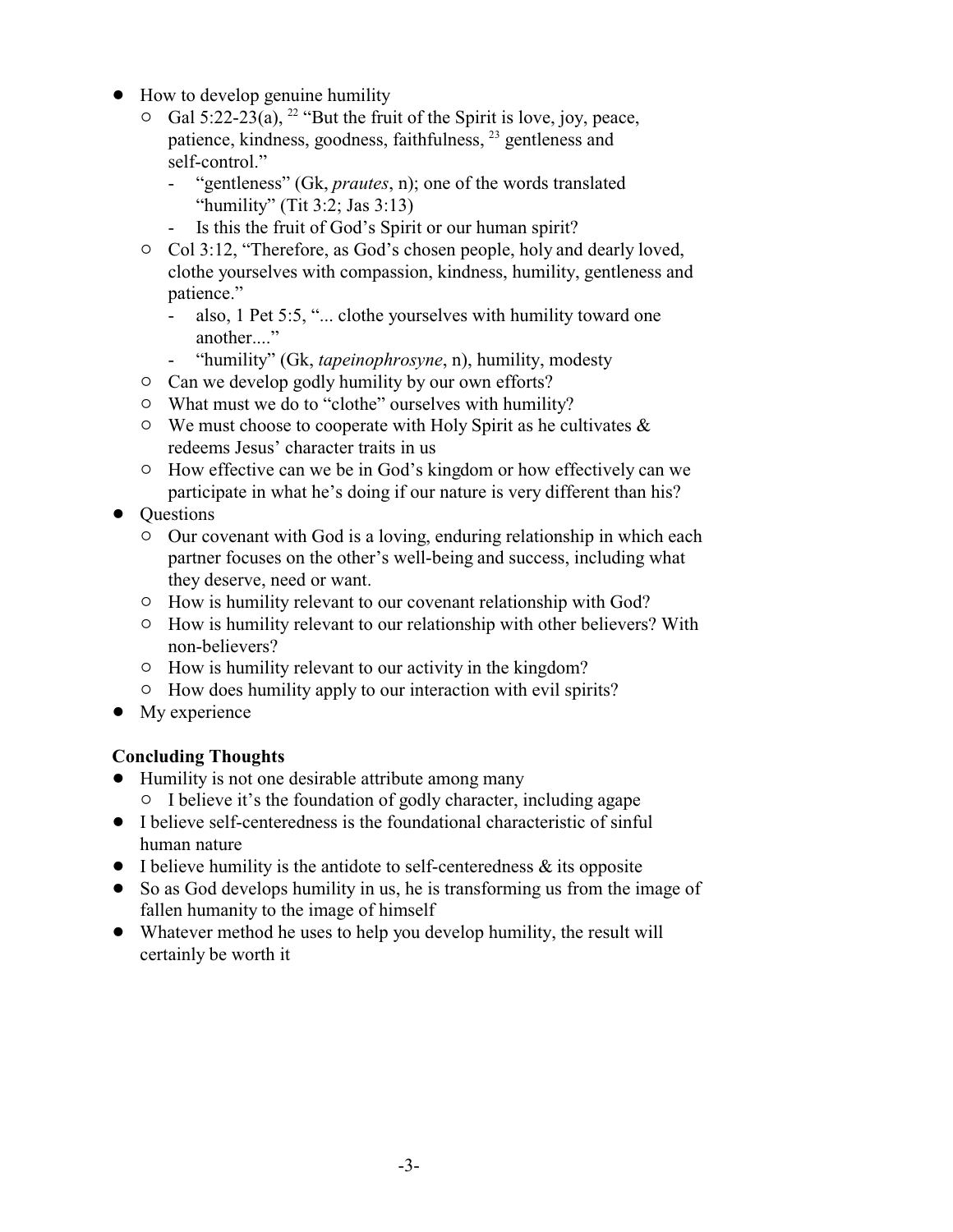- How to develop genuine humility
  - Gal 5:22-23(a), [22] "But the fruit of the Spirit is love, joy, peace, patience, kindness, goodness, faithfulness, [23] gentleness and self-control."
    - "gentleness" (Gk, *prautes*, n); one of the words translated "humility" (Tit 3:2; Jas 3:13)
    - Is this the fruit of God's Spirit or our human spirit?
  - Col 3:12, "Therefore, as God's chosen people, holy and dearly loved, clothe yourselves with compassion, kindness, humility, gentleness and patience."
    - also, 1 Pet 5:5, "... clothe yourselves with humility toward one another...."
    - "humility" (Gk, *tapeinophrosyne*, n), humility, modesty
  - Can we develop godly humility by our own efforts?
  - What must we do to "clothe" ourselves with humility?
  - We must choose to cooperate with Holy Spirit as he cultivates & redeems Jesus' character traits in us
  - How effective can we be in God's kingdom or how effectively can we participate in what he's doing if our nature is very different than his?
- Questions
  - Our covenant with God is a loving, enduring relationship in which each partner focuses on the other's well-being and success, including what they deserve, need or want.
  - How is humility relevant to our covenant relationship with God?
  - How is humility relevant to our relationship with other believers? With non-believers?
  - How is humility relevant to our activity in the kingdom?
  - How does humility apply to our interaction with evil spirits?
- My experience

**Concluding Thoughts**

- Humility is not one desirable attribute among many
  - I believe it's the foundation of godly character, including agape
- I believe self-centeredness is the foundational characteristic of sinful human nature
- I believe humility is the antidote to self-centeredness & its opposite
- So as God develops humility in us, he is transforming us from the image of fallen humanity to the image of himself
- Whatever method he uses to help you develop humility, the result will certainly be worth it